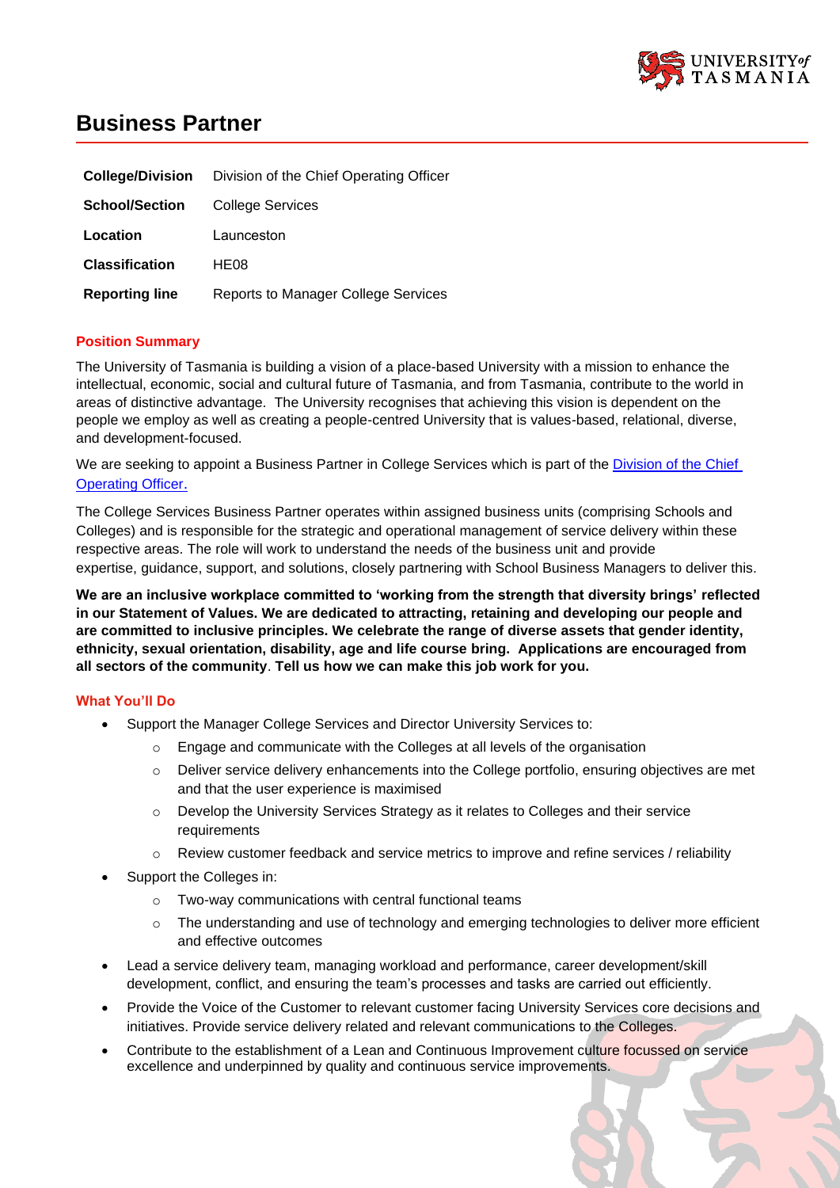# Business Partner

| | |
|---|---|
| **College/Division** | Division of the Chief Operating Officer |
| **School/Section** | College Services |
| **Location** | Launceston |
| **Classification** | HE08 |
| **Reporting line** | Reports to Manager College Services |

## Position Summary

The University of Tasmania is building a vision of a place-based University with a mission to enhance the intellectual, economic, social and cultural future of Tasmania, and from Tasmania, contribute to the world in areas of distinctive advantage. The University recognises that achieving this vision is dependent on the people we employ as well as creating a people-centred University that is values-based, relational, diverse, and development-focused.

We are seeking to appoint a Business Partner in College Services which is part of the Division of the Chief Operating Officer.

The College Services Business Partner operates within assigned business units (comprising Schools and Colleges) and is responsible for the strategic and operational management of service delivery within these respective areas. The role will work to understand the needs of the business unit and provide expertise, guidance, support, and solutions, closely partnering with School Business Managers to deliver this.

**We are an inclusive workplace committed to 'working from the strength that diversity brings' reflected in our Statement of Values. We are dedicated to attracting, retaining and developing our people and are committed to inclusive principles. We celebrate the range of diverse assets that gender identity, ethnicity, sexual orientation, disability, age and life course bring. Applications are encouraged from all sectors of the community**. **Tell us how we can make this job work for you.**

## What You'll Do

- Support the Manager College Services and Director University Services to:
  - Engage and communicate with the Colleges at all levels of the organisation
  - Deliver service delivery enhancements into the College portfolio, ensuring objectives are met and that the user experience is maximised
  - Develop the University Services Strategy as it relates to Colleges and their service requirements
  - Review customer feedback and service metrics to improve and refine services / reliability
- Support the Colleges in:
  - Two-way communications with central functional teams
  - The understanding and use of technology and emerging technologies to deliver more efficient and effective outcomes
- Lead a service delivery team, managing workload and performance, career development/skill development, conflict, and ensuring the team's processes and tasks are carried out efficiently.
- Provide the Voice of the Customer to relevant customer facing University Services core decisions and initiatives. Provide service delivery related and relevant communications to the Colleges.
- Contribute to the establishment of a Lean and Continuous Improvement culture focussed on service excellence and underpinned by quality and continuous service improvements.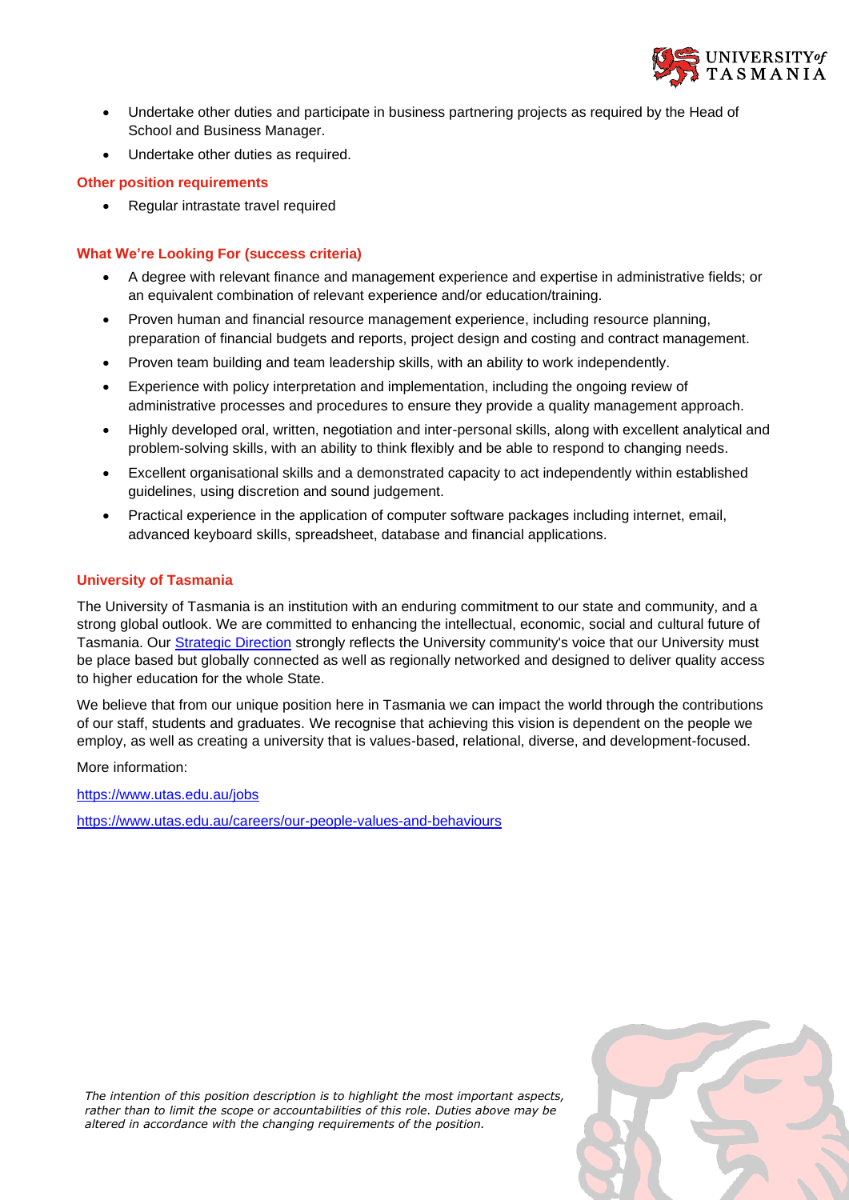- Undertake other duties and participate in business partnering projects as required by the Head of School and Business Manager.
- Undertake other duties as required.

### Other position requirements

- Regular intrastate travel required

### What We're Looking For (success criteria)

- A degree with relevant finance and management experience and expertise in administrative fields; or an equivalent combination of relevant experience and/or education/training.
- Proven human and financial resource management experience, including resource planning, preparation of financial budgets and reports, project design and costing and contract management.
- Proven team building and team leadership skills, with an ability to work independently.
- Experience with policy interpretation and implementation, including the ongoing review of administrative processes and procedures to ensure they provide a quality management approach.
- Highly developed oral, written, negotiation and inter-personal skills, along with excellent analytical and problem-solving skills, with an ability to think flexibly and be able to respond to changing needs.
- Excellent organisational skills and a demonstrated capacity to act independently within established guidelines, using discretion and sound judgement.
- Practical experience in the application of computer software packages including internet, email, advanced keyboard skills, spreadsheet, database and financial applications.

### University of Tasmania

The University of Tasmania is an institution with an enduring commitment to our state and community, and a strong global outlook. We are committed to enhancing the intellectual, economic, social and cultural future of Tasmania. Our Strategic Direction strongly reflects the University community's voice that our University must be place based but globally connected as well as regionally networked and designed to deliver quality access to higher education for the whole State.

We believe that from our unique position here in Tasmania we can impact the world through the contributions of our staff, students and graduates. We recognise that achieving this vision is dependent on the people we employ, as well as creating a university that is values-based, relational, diverse, and development-focused.

More information:

https://www.utas.edu.au/jobs

https://www.utas.edu.au/careers/our-people-values-and-behaviours

*The intention of this position description is to highlight the most important aspects, rather than to limit the scope or accountabilities of this role. Duties above may be altered in accordance with the changing requirements of the position.*